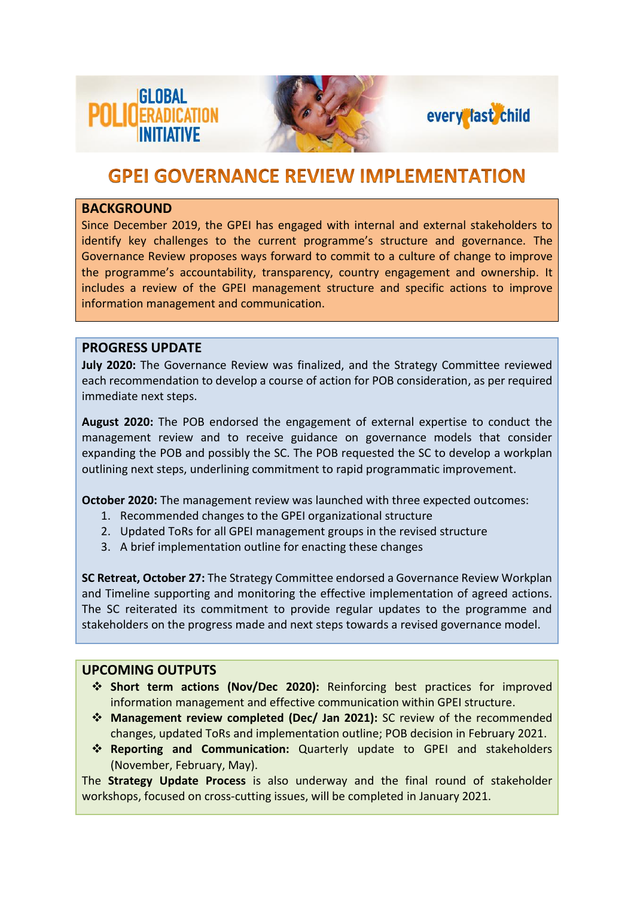# GPEI GOVERNANCE REVIEW IMPLEMENTATION

## BACKGROUND

Since December 2019, the GPEI has engaged with internal and external stakeholders to identify key challenges to the current programme's structure and governance. The Governance Review proposes ways forward to commit to a culture of change to improve the programme's accountability, transparency, country engagement and ownership. It includes a review of the GPEI management structure and specific actions to improve information management and communication.

## PROGRESS UPDATE

**July 2020:** The Governance Review was finalized, and the Strategy Committee reviewed each recommendation to develop a course of action for POB consideration, as per required immediate next steps.

**August 2020:** The POB endorsed the engagement of external expertise to conduct the management review and to receive guidance on governance models that consider expanding the POB and possibly the SC. The POB requested the SC to develop a workplan outlining next steps, underlining commitment to rapid programmatic improvement.

**October 2020:** The management review was launched with three expected outcomes:

1. Recommended changes to the GPEI organizational structure
2. Updated ToRs for all GPEI management groups in the revised structure
3. A brief implementation outline for enacting these changes

**SC Retreat, October 27:** The Strategy Committee endorsed a Governance Review Workplan and Timeline supporting and monitoring the effective implementation of agreed actions. The SC reiterated its commitment to provide regular updates to the programme and stakeholders on the progress made and next steps towards a revised governance model.

## UPCOMING OUTPUTS

- **Short term actions (Nov/Dec 2020):** Reinforcing best practices for improved information management and effective communication within GPEI structure.
- **Management review completed (Dec/ Jan 2021):** SC review of the recommended changes, updated ToRs and implementation outline; POB decision in February 2021.
- **Reporting and Communication:** Quarterly update to GPEI and stakeholders (November, February, May).

The **Strategy Update Process** is also underway and the final round of stakeholder workshops, focused on cross-cutting issues, will be completed in January 2021.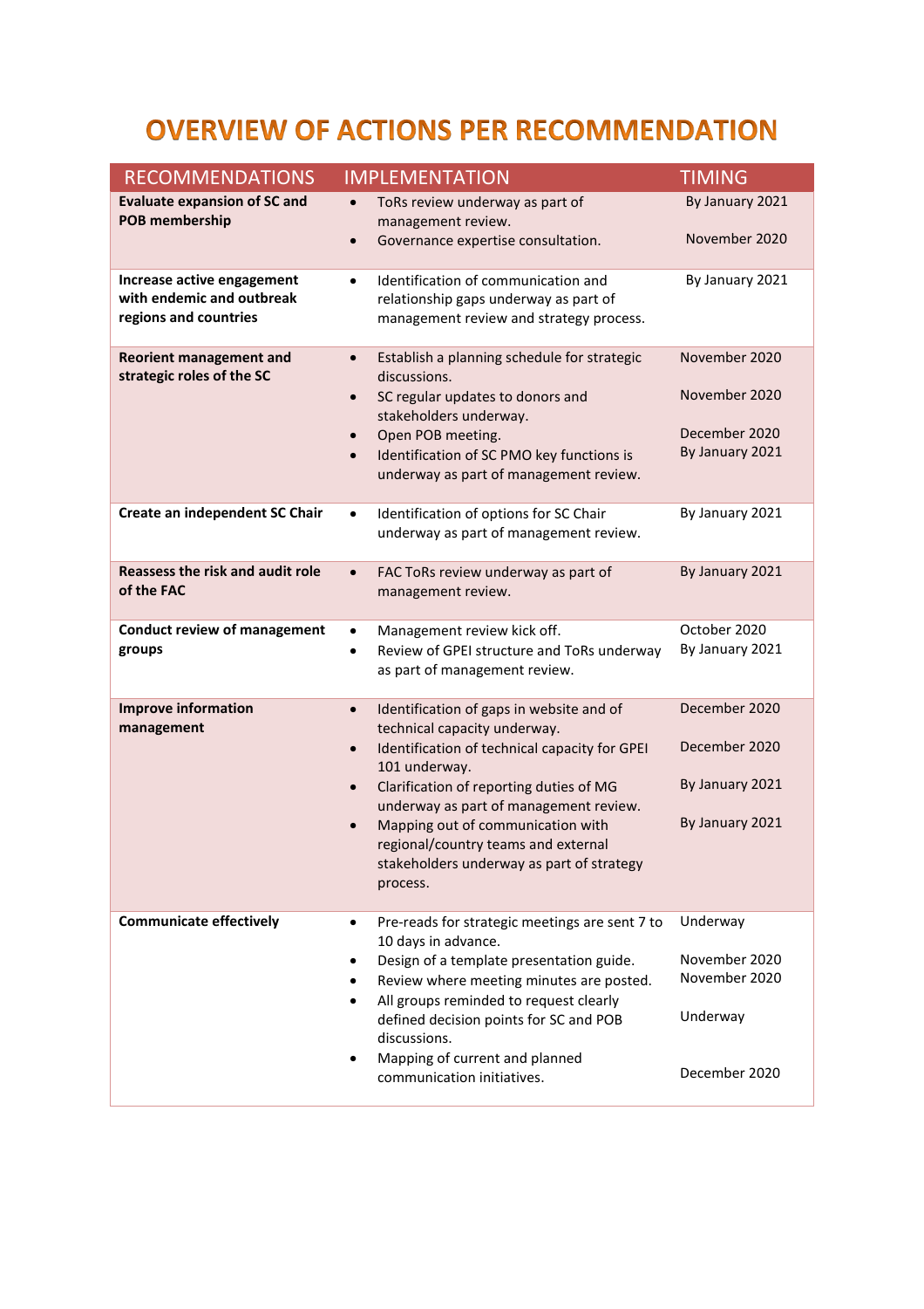# OVERVIEW OF ACTIONS PER RECOMMENDATION

| RECOMMENDATIONS | IMPLEMENTATION | TIMING |
|---|---|---|
| **Evaluate expansion of SC and POB membership** | • ToRs review underway as part of management review.<br>• Governance expertise consultation. | By January 2021<br><br>November 2020 |
| **Increase active engagement with endemic and outbreak regions and countries** | • Identification of communication and relationship gaps underway as part of management review and strategy process. | By January 2021 |
| **Reorient management and strategic roles of the SC** | • Establish a planning schedule for strategic discussions.<br>• SC regular updates to donors and stakeholders underway.<br>• Open POB meeting.<br>• Identification of SC PMO key functions is underway as part of management review. | November 2020<br><br>November 2020<br><br>December 2020<br>By January 2021 |
| **Create an independent SC Chair** | • Identification of options for SC Chair underway as part of management review. | By January 2021 |
| **Reassess the risk and audit role of the FAC** | • FAC ToRs review underway as part of management review. | By January 2021 |
| **Conduct review of management groups** | • Management review kick off.<br>• Review of GPEI structure and ToRs underway as part of management review. | October 2020<br>By January 2021 |
| **Improve information management** | • Identification of gaps in website and of technical capacity underway.<br>• Identification of technical capacity for GPEI 101 underway.<br>• Clarification of reporting duties of MG underway as part of management review.<br>• Mapping out of communication with regional/country teams and external stakeholders underway as part of strategy process. | December 2020<br><br>December 2020<br><br>By January 2021<br><br>By January 2021 |
| **Communicate effectively** | • Pre-reads for strategic meetings are sent 7 to 10 days in advance.<br>• Design of a template presentation guide.<br>• Review where meeting minutes are posted.<br>• All groups reminded to request clearly defined decision points for SC and POB discussions.<br>• Mapping of current and planned communication initiatives. | Underway<br><br>November 2020<br>November 2020<br><br>Underway<br><br>December 2020 |